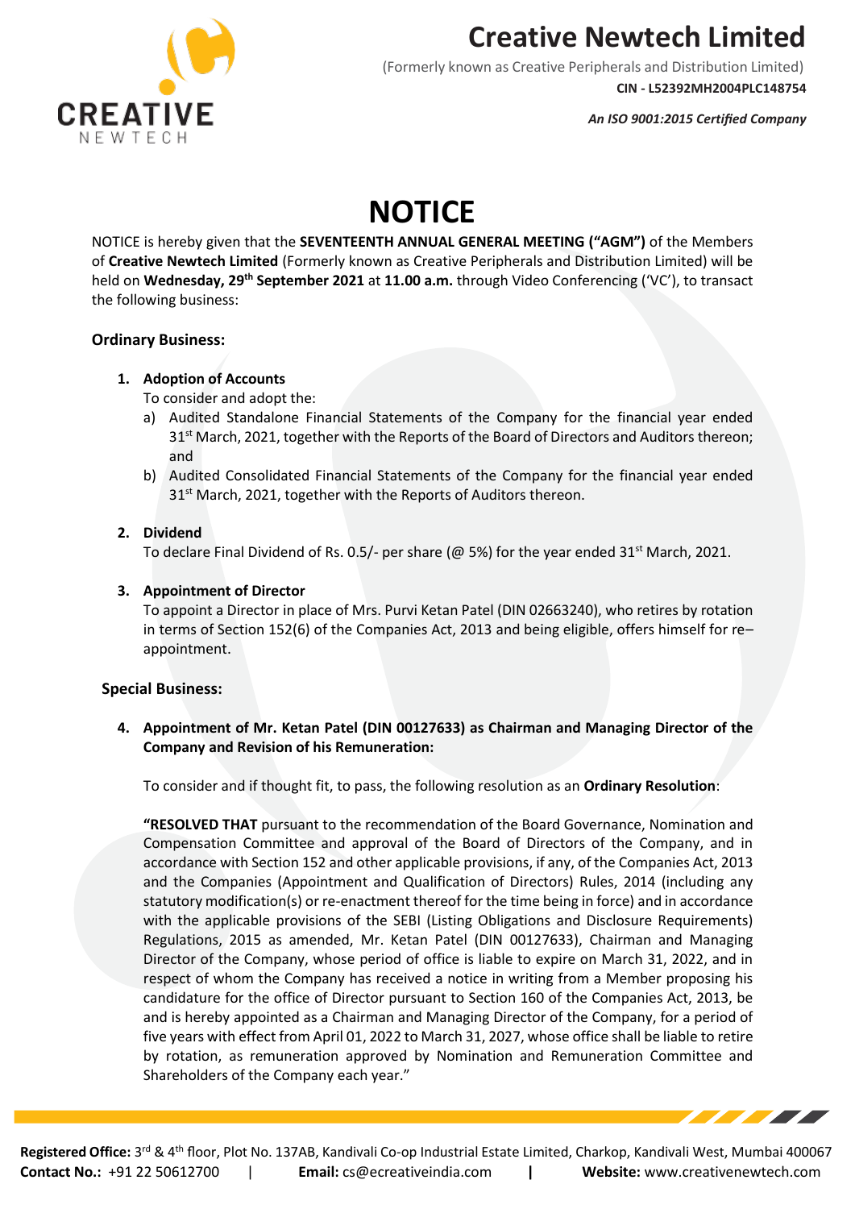# Creative Newtech Limited

(Formerly known as Creative Peripherals and Distribution Limited)

**CIN - L52392MH2004PLC148754**

***An ISO 9001:2015 Certified Company***

# NOTICE

NOTICE is hereby given that the **SEVENTEENTH ANNUAL GENERAL MEETING ("AGM")** of the Members of **Creative Newtech Limited** (Formerly known as Creative Peripherals and Distribution Limited) will be held on **Wednesday, 29th September 2021** at **11.00 a.m.** through Video Conferencing ('VC'), to transact the following business:

### Ordinary Business:

1. **Adoption of Accounts**
   To consider and adopt the:
   a) Audited Standalone Financial Statements of the Company for the financial year ended 31st March, 2021, together with the Reports of the Board of Directors and Auditors thereon; and
   b) Audited Consolidated Financial Statements of the Company for the financial year ended 31st March, 2021, together with the Reports of Auditors thereon.

2. **Dividend**
   To declare Final Dividend of Rs. 0.5/- per share (@ 5%) for the year ended 31st March, 2021.

3. **Appointment of Director**
   To appoint a Director in place of Mrs. Purvi Ketan Patel (DIN 02663240), who retires by rotation in terms of Section 152(6) of the Companies Act, 2013 and being eligible, offers himself for re–appointment.

### Special Business:

4. **Appointment of Mr. Ketan Patel (DIN 00127633) as Chairman and Managing Director of the Company and Revision of his Remuneration:**

   To consider and if thought fit, to pass, the following resolution as an **Ordinary Resolution**:

   **"RESOLVED THAT** pursuant to the recommendation of the Board Governance, Nomination and Compensation Committee and approval of the Board of Directors of the Company, and in accordance with Section 152 and other applicable provisions, if any, of the Companies Act, 2013 and the Companies (Appointment and Qualification of Directors) Rules, 2014 (including any statutory modification(s) or re-enactment thereof for the time being in force) and in accordance with the applicable provisions of the SEBI (Listing Obligations and Disclosure Requirements) Regulations, 2015 as amended, Mr. Ketan Patel (DIN 00127633), Chairman and Managing Director of the Company, whose period of office is liable to expire on March 31, 2022, and in respect of whom the Company has received a notice in writing from a Member proposing his candidature for the office of Director pursuant to Section 160 of the Companies Act, 2013, be and is hereby appointed as a Chairman and Managing Director of the Company, for a period of five years with effect from April 01, 2022 to March 31, 2027, whose office shall be liable to retire by rotation, as remuneration approved by Nomination and Remuneration Committee and Shareholders of the Company each year."

**Registered Office:** 3rd & 4th floor, Plot No. 137AB, Kandivali Co-op Industrial Estate Limited, Charkop, Kandivali West, Mumbai 400067
**Contact No.:** +91 22 50612700 | **Email:** cs@ecreativeindia.com | **Website:** www.creativenewtech.com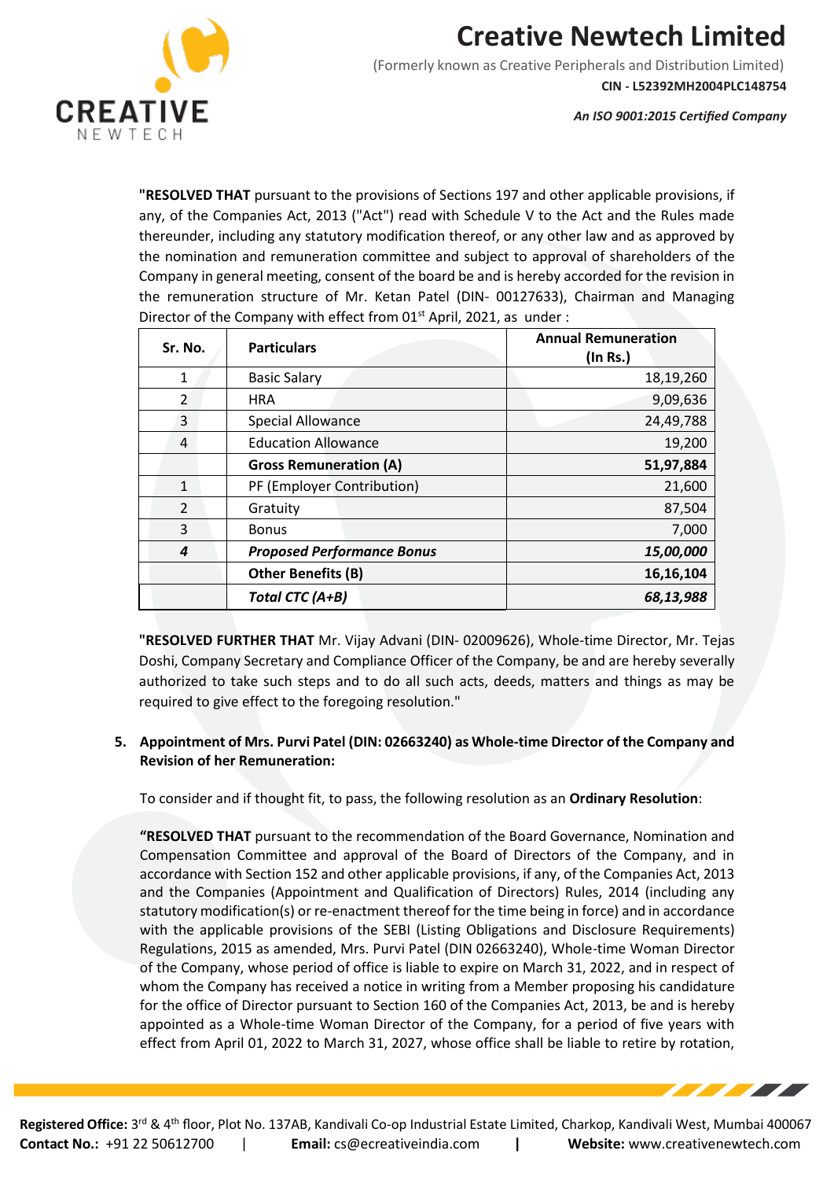**"RESOLVED THAT** pursuant to the provisions of Sections 197 and other applicable provisions, if any, of the Companies Act, 2013 ("Act") read with Schedule V to the Act and the Rules made thereunder, including any statutory modification thereof, or any other law and as approved by the nomination and remuneration committee and subject to approval of shareholders of the Company in general meeting, consent of the board be and is hereby accorded for the revision in the remuneration structure of Mr. Ketan Patel (DIN- 00127633), Chairman and Managing Director of the Company with effect from 01st April, 2021, as under :

| Sr. No. | Particulars | Annual Remuneration (In Rs.) |
|---|---|---|
| 1 | Basic Salary | 18,19,260 |
| 2 | HRA | 9,09,636 |
| 3 | Special Allowance | 24,49,788 |
| 4 | Education Allowance | 19,200 |
| | **Gross Remuneration (A)** | **51,97,884** |
| 1 | PF (Employer Contribution) | 21,600 |
| 2 | Gratuity | 87,504 |
| 3 | Bonus | 7,000 |
| ***4*** | ***Proposed Performance Bonus*** | ***15,00,000*** |
| | **Other Benefits (B)** | **16,16,104** |
| | ***Total CTC (A+B)*** | ***68,13,988*** |

**"RESOLVED FURTHER THAT** Mr. Vijay Advani (DIN- 02009626), Whole-time Director, Mr. Tejas Doshi, Company Secretary and Compliance Officer of the Company, be and are hereby severally authorized to take such steps and to do all such acts, deeds, matters and things as may be required to give effect to the foregoing resolution."

**5. Appointment of Mrs. Purvi Patel (DIN: 02663240) as Whole-time Director of the Company and Revision of her Remuneration:**

To consider and if thought fit, to pass, the following resolution as an **Ordinary Resolution**:

**"RESOLVED THAT** pursuant to the recommendation of the Board Governance, Nomination and Compensation Committee and approval of the Board of Directors of the Company, and in accordance with Section 152 and other applicable provisions, if any, of the Companies Act, 2013 and the Companies (Appointment and Qualification of Directors) Rules, 2014 (including any statutory modification(s) or re-enactment thereof for the time being in force) and in accordance with the applicable provisions of the SEBI (Listing Obligations and Disclosure Requirements) Regulations, 2015 as amended, Mrs. Purvi Patel (DIN 02663240), Whole-time Woman Director of the Company, whose period of office is liable to expire on March 31, 2022, and in respect of whom the Company has received a notice in writing from a Member proposing his candidature for the office of Director pursuant to Section 160 of the Companies Act, 2013, be and is hereby appointed as a Whole-time Woman Director of the Company, for a period of five years with effect from April 01, 2022 to March 31, 2027, whose office shall be liable to retire by rotation,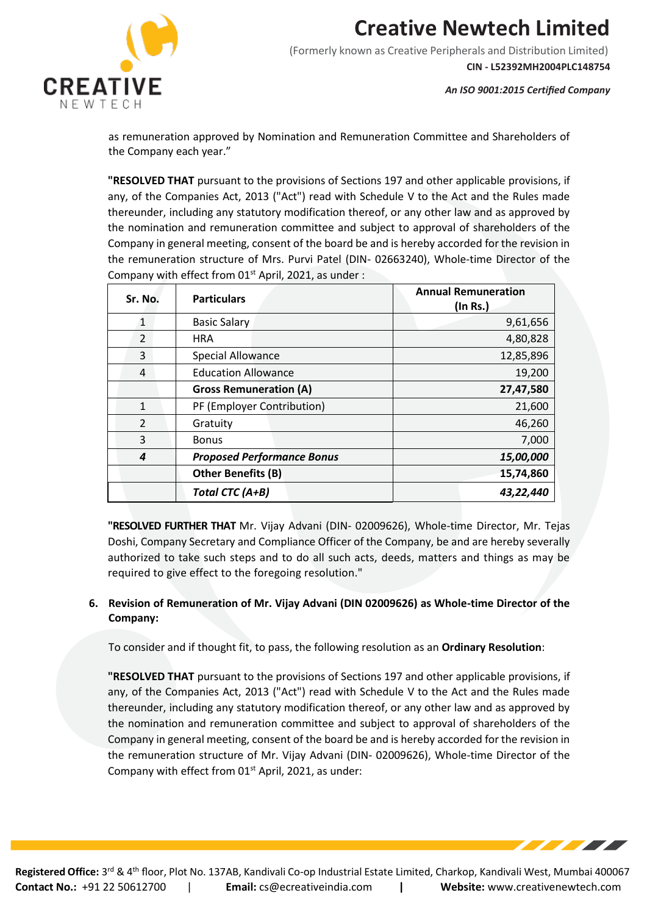as remuneration approved by Nomination and Remuneration Committee and Shareholders of the Company each year."

**"RESOLVED THAT** pursuant to the provisions of Sections 197 and other applicable provisions, if any, of the Companies Act, 2013 ("Act") read with Schedule V to the Act and the Rules made thereunder, including any statutory modification thereof, or any other law and as approved by the nomination and remuneration committee and subject to approval of shareholders of the Company in general meeting, consent of the board be and is hereby accorded for the revision in the remuneration structure of Mrs. Purvi Patel (DIN- 02663240), Whole-time Director of the Company with effect from 01st April, 2021, as under :

| Sr. No. | Particulars | Annual Remuneration (In Rs.) |
|---|---|---|
| 1 | Basic Salary | 9,61,656 |
| 2 | HRA | 4,80,828 |
| 3 | Special Allowance | 12,85,896 |
| 4 | Education Allowance | 19,200 |
| | **Gross Remuneration (A)** | **27,47,580** |
| 1 | PF (Employer Contribution) | 21,600 |
| 2 | Gratuity | 46,260 |
| 3 | Bonus | 7,000 |
| ***4*** | ***Proposed Performance Bonus*** | ***15,00,000*** |
| | **Other Benefits (B)** | **15,74,860** |
| | ***Total CTC (A+B)*** | ***43,22,440*** |

**"RESOLVED FURTHER THAT** Mr. Vijay Advani (DIN- 02009626), Whole-time Director, Mr. Tejas Doshi, Company Secretary and Compliance Officer of the Company, be and are hereby severally authorized to take such steps and to do all such acts, deeds, matters and things as may be required to give effect to the foregoing resolution."

6. **Revision of Remuneration of Mr. Vijay Advani (DIN 02009626) as Whole-time Director of the Company:**

To consider and if thought fit, to pass, the following resolution as an **Ordinary Resolution**:

**"RESOLVED THAT** pursuant to the provisions of Sections 197 and other applicable provisions, if any, of the Companies Act, 2013 ("Act") read with Schedule V to the Act and the Rules made thereunder, including any statutory modification thereof, or any other law and as approved by the nomination and remuneration committee and subject to approval of shareholders of the Company in general meeting, consent of the board be and is hereby accorded for the revision in the remuneration structure of Mr. Vijay Advani (DIN- 02009626), Whole-time Director of the Company with effect from 01st April, 2021, as under: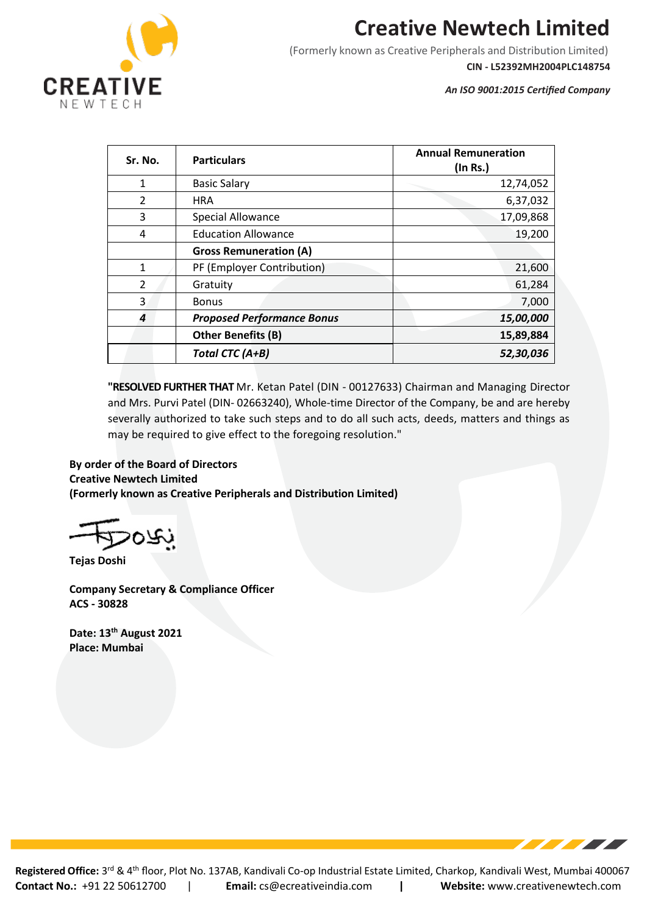# Creative Newtech Limited

(Formerly known as Creative Peripherals and Distribution Limited)

**CIN - L52392MH2004PLC148754**

***An ISO 9001:2015 Certified Company***

| Sr. No. | Particulars | Annual Remuneration (In Rs.) |
|---|---|---|
| 1 | Basic Salary | 12,74,052 |
| 2 | HRA | 6,37,032 |
| 3 | Special Allowance | 17,09,868 |
| 4 | Education Allowance | 19,200 |
| | **Gross Remuneration (A)** | |
| 1 | PF (Employer Contribution) | 21,600 |
| 2 | Gratuity | 61,284 |
| 3 | Bonus | 7,000 |
| ***4*** | ***Proposed Performance Bonus*** | ***15,00,000*** |
| | **Other Benefits (B)** | **15,89,884** |
| | ***Total CTC (A+B)*** | ***52,30,036*** |

**"RESOLVED FURTHER THAT** Mr. Ketan Patel (DIN - 00127633) Chairman and Managing Director and Mrs. Purvi Patel (DIN- 02663240), Whole-time Director of the Company, be and are hereby severally authorized to take such steps and to do all such acts, deeds, matters and things as may be required to give effect to the foregoing resolution."

**By order of the Board of Directors**
**Creative Newtech Limited**
**(Formerly known as Creative Peripherals and Distribution Limited)**

**Tejas Doshi**

**Company Secretary & Compliance Officer**
**ACS - 30828**

**Date: 13th August 2021**
**Place: Mumbai**

**Registered Office:** 3rd & 4th floor, Plot No. 137AB, Kandivali Co-op Industrial Estate Limited, Charkop, Kandivali West, Mumbai 400067
**Contact No.:** +91 22 50612700 | **Email:** cs@ecreativeindia.com | **Website:** www.creativenewtech.com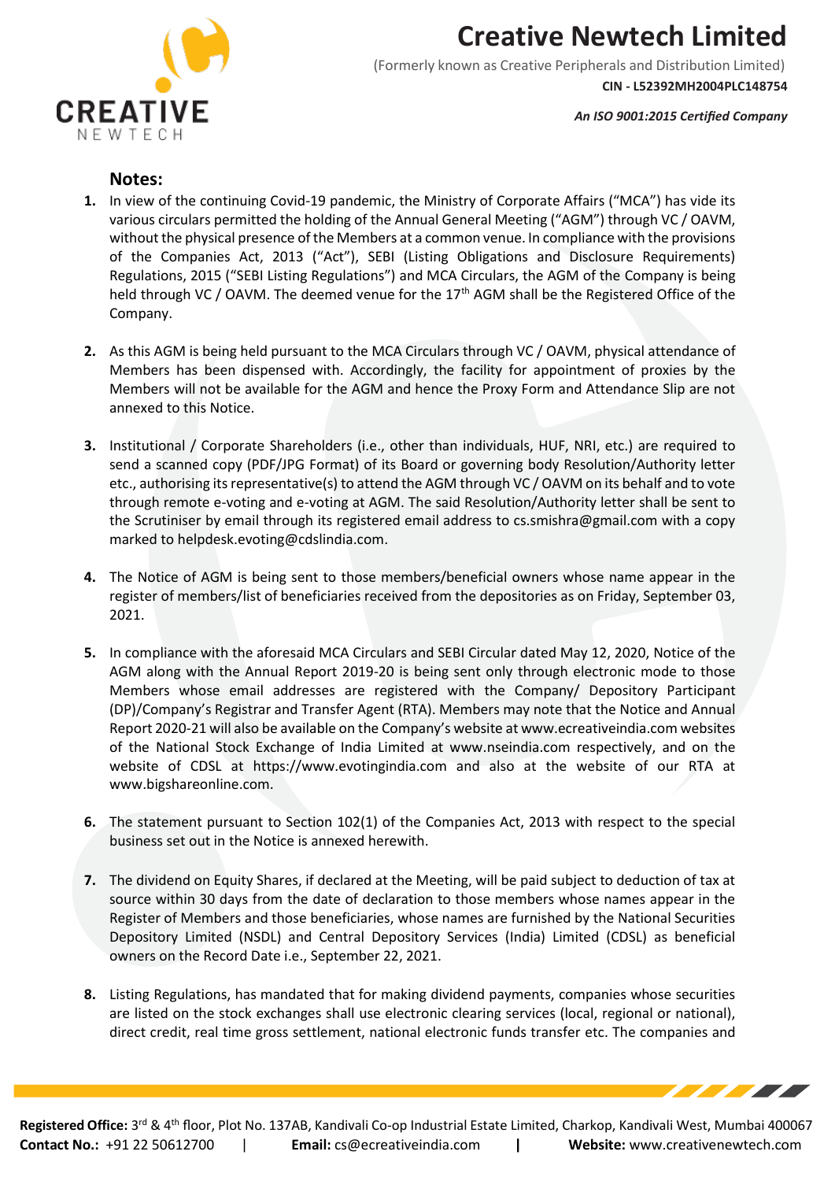## Notes:

1. In view of the continuing Covid-19 pandemic, the Ministry of Corporate Affairs ("MCA") has vide its various circulars permitted the holding of the Annual General Meeting ("AGM") through VC / OAVM, without the physical presence of the Members at a common venue. In compliance with the provisions of the Companies Act, 2013 ("Act"), SEBI (Listing Obligations and Disclosure Requirements) Regulations, 2015 ("SEBI Listing Regulations") and MCA Circulars, the AGM of the Company is being held through VC / OAVM. The deemed venue for the 17th AGM shall be the Registered Office of the Company.

2. As this AGM is being held pursuant to the MCA Circulars through VC / OAVM, physical attendance of Members has been dispensed with. Accordingly, the facility for appointment of proxies by the Members will not be available for the AGM and hence the Proxy Form and Attendance Slip are not annexed to this Notice.

3. Institutional / Corporate Shareholders (i.e., other than individuals, HUF, NRI, etc.) are required to send a scanned copy (PDF/JPG Format) of its Board or governing body Resolution/Authority letter etc., authorising its representative(s) to attend the AGM through VC / OAVM on its behalf and to vote through remote e-voting and e-voting at AGM. The said Resolution/Authority letter shall be sent to the Scrutiniser by email through its registered email address to cs.smishra@gmail.com with a copy marked to helpdesk.evoting@cdslindia.com.

4. The Notice of AGM is being sent to those members/beneficial owners whose name appear in the register of members/list of beneficiaries received from the depositories as on Friday, September 03, 2021.

5. In compliance with the aforesaid MCA Circulars and SEBI Circular dated May 12, 2020, Notice of the AGM along with the Annual Report 2019-20 is being sent only through electronic mode to those Members whose email addresses are registered with the Company/ Depository Participant (DP)/Company's Registrar and Transfer Agent (RTA). Members may note that the Notice and Annual Report 2020-21 will also be available on the Company's website at www.ecreativeindia.com websites of the National Stock Exchange of India Limited at www.nseindia.com respectively, and on the website of CDSL at https://www.evotingindia.com and also at the website of our RTA at www.bigshareonline.com.

6. The statement pursuant to Section 102(1) of the Companies Act, 2013 with respect to the special business set out in the Notice is annexed herewith.

7. The dividend on Equity Shares, if declared at the Meeting, will be paid subject to deduction of tax at source within 30 days from the date of declaration to those members whose names appear in the Register of Members and those beneficiaries, whose names are furnished by the National Securities Depository Limited (NSDL) and Central Depository Services (India) Limited (CDSL) as beneficial owners on the Record Date i.e., September 22, 2021.

8. Listing Regulations, has mandated that for making dividend payments, companies whose securities are listed on the stock exchanges shall use electronic clearing services (local, regional or national), direct credit, real time gross settlement, national electronic funds transfer etc. The companies and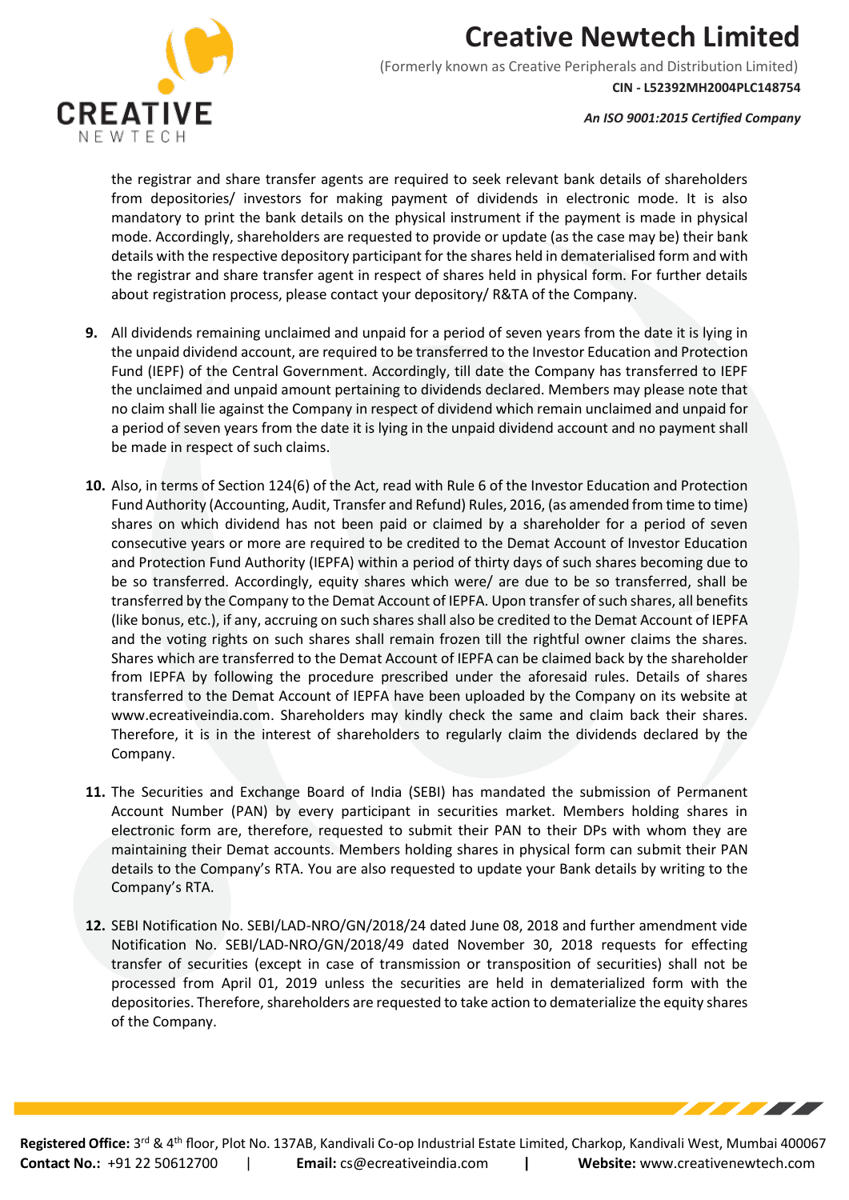the registrar and share transfer agents are required to seek relevant bank details of shareholders from depositories/ investors for making payment of dividends in electronic mode. It is also mandatory to print the bank details on the physical instrument if the payment is made in physical mode. Accordingly, shareholders are requested to provide or update (as the case may be) their bank details with the respective depository participant for the shares held in dematerialised form and with the registrar and share transfer agent in respect of shares held in physical form. For further details about registration process, please contact your depository/ R&TA of the Company.

9. All dividends remaining unclaimed and unpaid for a period of seven years from the date it is lying in the unpaid dividend account, are required to be transferred to the Investor Education and Protection Fund (IEPF) of the Central Government. Accordingly, till date the Company has transferred to IEPF the unclaimed and unpaid amount pertaining to dividends declared. Members may please note that no claim shall lie against the Company in respect of dividend which remain unclaimed and unpaid for a period of seven years from the date it is lying in the unpaid dividend account and no payment shall be made in respect of such claims.

10. Also, in terms of Section 124(6) of the Act, read with Rule 6 of the Investor Education and Protection Fund Authority (Accounting, Audit, Transfer and Refund) Rules, 2016, (as amended from time to time) shares on which dividend has not been paid or claimed by a shareholder for a period of seven consecutive years or more are required to be credited to the Demat Account of Investor Education and Protection Fund Authority (IEPFA) within a period of thirty days of such shares becoming due to be so transferred. Accordingly, equity shares which were/ are due to be so transferred, shall be transferred by the Company to the Demat Account of IEPFA. Upon transfer of such shares, all benefits (like bonus, etc.), if any, accruing on such shares shall also be credited to the Demat Account of IEPFA and the voting rights on such shares shall remain frozen till the rightful owner claims the shares. Shares which are transferred to the Demat Account of IEPFA can be claimed back by the shareholder from IEPFA by following the procedure prescribed under the aforesaid rules. Details of shares transferred to the Demat Account of IEPFA have been uploaded by the Company on its website at www.ecreativeindia.com. Shareholders may kindly check the same and claim back their shares. Therefore, it is in the interest of shareholders to regularly claim the dividends declared by the Company.

11. The Securities and Exchange Board of India (SEBI) has mandated the submission of Permanent Account Number (PAN) by every participant in securities market. Members holding shares in electronic form are, therefore, requested to submit their PAN to their DPs with whom they are maintaining their Demat accounts. Members holding shares in physical form can submit their PAN details to the Company's RTA. You are also requested to update your Bank details by writing to the Company's RTA.

12. SEBI Notification No. SEBI/LAD-NRO/GN/2018/24 dated June 08, 2018 and further amendment vide Notification No. SEBI/LAD-NRO/GN/2018/49 dated November 30, 2018 requests for effecting transfer of securities (except in case of transmission or transposition of securities) shall not be processed from April 01, 2019 unless the securities are held in dematerialized form with the depositories. Therefore, shareholders are requested to take action to dematerialize the equity shares of the Company.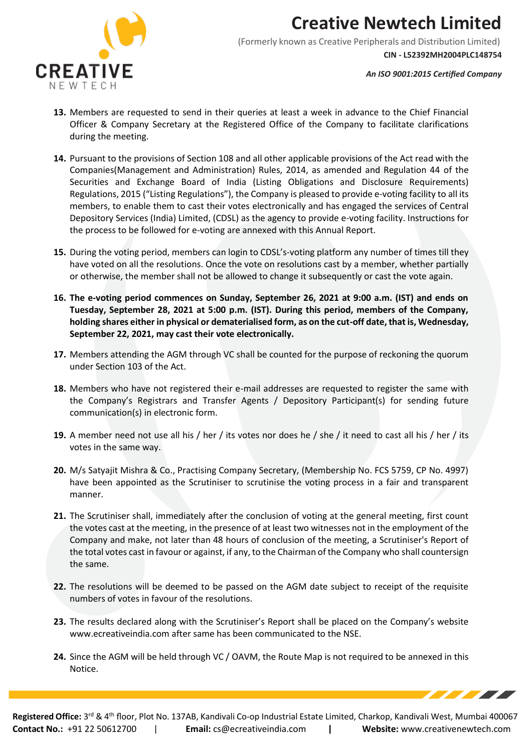13. Members are requested to send in their queries at least a week in advance to the Chief Financial Officer & Company Secretary at the Registered Office of the Company to facilitate clarifications during the meeting.

14. Pursuant to the provisions of Section 108 and all other applicable provisions of the Act read with the Companies(Management and Administration) Rules, 2014, as amended and Regulation 44 of the Securities and Exchange Board of India (Listing Obligations and Disclosure Requirements) Regulations, 2015 ("Listing Regulations"), the Company is pleased to provide e-voting facility to all its members, to enable them to cast their votes electronically and has engaged the services of Central Depository Services (India) Limited, (CDSL) as the agency to provide e-voting facility. Instructions for the process to be followed for e-voting are annexed with this Annual Report.

15. During the voting period, members can login to CDSL's-voting platform any number of times till they have voted on all the resolutions. Once the vote on resolutions cast by a member, whether partially or otherwise, the member shall not be allowed to change it subsequently or cast the vote again.

16. **The e-voting period commences on Sunday, September 26, 2021 at 9:00 a.m. (IST) and ends on Tuesday, September 28, 2021 at 5:00 p.m. (IST). During this period, members of the Company, holding shares either in physical or dematerialised form, as on the cut-off date, that is, Wednesday, September 22, 2021, may cast their vote electronically.**

17. Members attending the AGM through VC shall be counted for the purpose of reckoning the quorum under Section 103 of the Act.

18. Members who have not registered their e-mail addresses are requested to register the same with the Company's Registrars and Transfer Agents / Depository Participant(s) for sending future communication(s) in electronic form.

19. A member need not use all his / her / its votes nor does he / she / it need to cast all his / her / its votes in the same way.

20. M/s Satyajit Mishra & Co., Practising Company Secretary, (Membership No. FCS 5759, CP No. 4997) have been appointed as the Scrutiniser to scrutinise the voting process in a fair and transparent manner.

21. The Scrutiniser shall, immediately after the conclusion of voting at the general meeting, first count the votes cast at the meeting, in the presence of at least two witnesses not in the employment of the Company and make, not later than 48 hours of conclusion of the meeting, a Scrutiniser's Report of the total votes cast in favour or against, if any, to the Chairman of the Company who shall countersign the same.

22. The resolutions will be deemed to be passed on the AGM date subject to receipt of the requisite numbers of votes in favour of the resolutions.

23. The results declared along with the Scrutiniser's Report shall be placed on the Company's website www.ecreativeindia.com after same has been communicated to the NSE.

24. Since the AGM will be held through VC / OAVM, the Route Map is not required to be annexed in this Notice.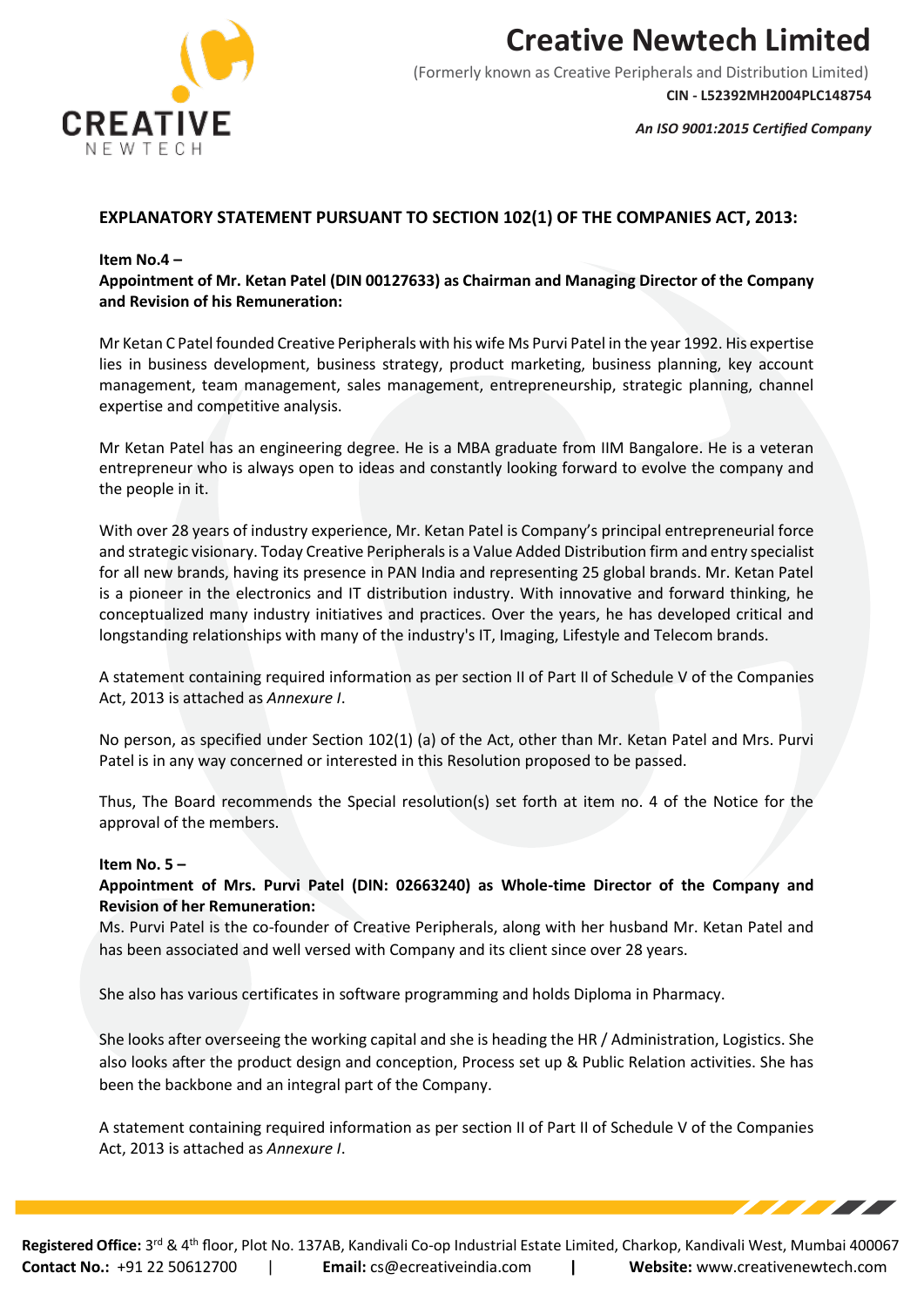## EXPLANATORY STATEMENT PURSUANT TO SECTION 102(1) OF THE COMPANIES ACT, 2013:

**Item No.4 –**

**Appointment of Mr. Ketan Patel (DIN 00127633) as Chairman and Managing Director of the Company and Revision of his Remuneration:**

Mr Ketan C Patel founded Creative Peripherals with his wife Ms Purvi Patel in the year 1992. His expertise lies in business development, business strategy, product marketing, business planning, key account management, team management, sales management, entrepreneurship, strategic planning, channel expertise and competitive analysis.

Mr Ketan Patel has an engineering degree. He is a MBA graduate from IIM Bangalore. He is a veteran entrepreneur who is always open to ideas and constantly looking forward to evolve the company and the people in it.

With over 28 years of industry experience, Mr. Ketan Patel is Company's principal entrepreneurial force and strategic visionary. Today Creative Peripherals is a Value Added Distribution firm and entry specialist for all new brands, having its presence in PAN India and representing 25 global brands. Mr. Ketan Patel is a pioneer in the electronics and IT distribution industry. With innovative and forward thinking, he conceptualized many industry initiatives and practices. Over the years, he has developed critical and longstanding relationships with many of the industry's IT, Imaging, Lifestyle and Telecom brands.

A statement containing required information as per section II of Part II of Schedule V of the Companies Act, 2013 is attached as *Annexure I*.

No person, as specified under Section 102(1) (a) of the Act, other than Mr. Ketan Patel and Mrs. Purvi Patel is in any way concerned or interested in this Resolution proposed to be passed.

Thus, The Board recommends the Special resolution(s) set forth at item no. 4 of the Notice for the approval of the members.

**Item No. 5 –**

**Appointment of Mrs. Purvi Patel (DIN: 02663240) as Whole-time Director of the Company and Revision of her Remuneration:**

Ms. Purvi Patel is the co-founder of Creative Peripherals, along with her husband Mr. Ketan Patel and has been associated and well versed with Company and its client since over 28 years.

She also has various certificates in software programming and holds Diploma in Pharmacy.

She looks after overseeing the working capital and she is heading the HR / Administration, Logistics. She also looks after the product design and conception, Process set up & Public Relation activities. She has been the backbone and an integral part of the Company.

A statement containing required information as per section II of Part II of Schedule V of the Companies Act, 2013 is attached as *Annexure I*.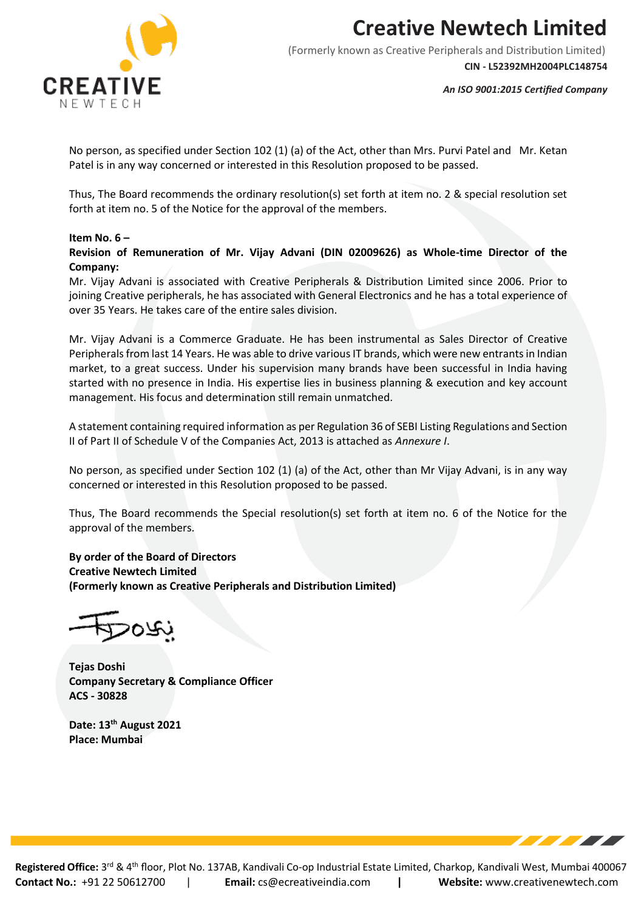No person, as specified under Section 102 (1) (a) of the Act, other than Mrs. Purvi Patel and Mr. Ketan Patel is in any way concerned or interested in this Resolution proposed to be passed.

Thus, The Board recommends the ordinary resolution(s) set forth at item no. 2 & special resolution set forth at item no. 5 of the Notice for the approval of the members.

**Item No. 6 –**

**Revision of Remuneration of Mr. Vijay Advani (DIN 02009626) as Whole-time Director of the Company:**

Mr. Vijay Advani is associated with Creative Peripherals & Distribution Limited since 2006. Prior to joining Creative peripherals, he has associated with General Electronics and he has a total experience of over 35 Years. He takes care of the entire sales division.

Mr. Vijay Advani is a Commerce Graduate. He has been instrumental as Sales Director of Creative Peripherals from last 14 Years. He was able to drive various IT brands, which were new entrants in Indian market, to a great success. Under his supervision many brands have been successful in India having started with no presence in India. His expertise lies in business planning & execution and key account management. His focus and determination still remain unmatched.

A statement containing required information as per Regulation 36 of SEBI Listing Regulations and Section II of Part II of Schedule V of the Companies Act, 2013 is attached as *Annexure I*.

No person, as specified under Section 102 (1) (a) of the Act, other than Mr Vijay Advani, is in any way concerned or interested in this Resolution proposed to be passed.

Thus, The Board recommends the Special resolution(s) set forth at item no. 6 of the Notice for the approval of the members.

**By order of the Board of Directors**
**Creative Newtech Limited**
**(Formerly known as Creative Peripherals and Distribution Limited)**

**Tejas Doshi**
**Company Secretary & Compliance Officer**
**ACS - 30828**

**Date: 13th August 2021**
**Place: Mumbai**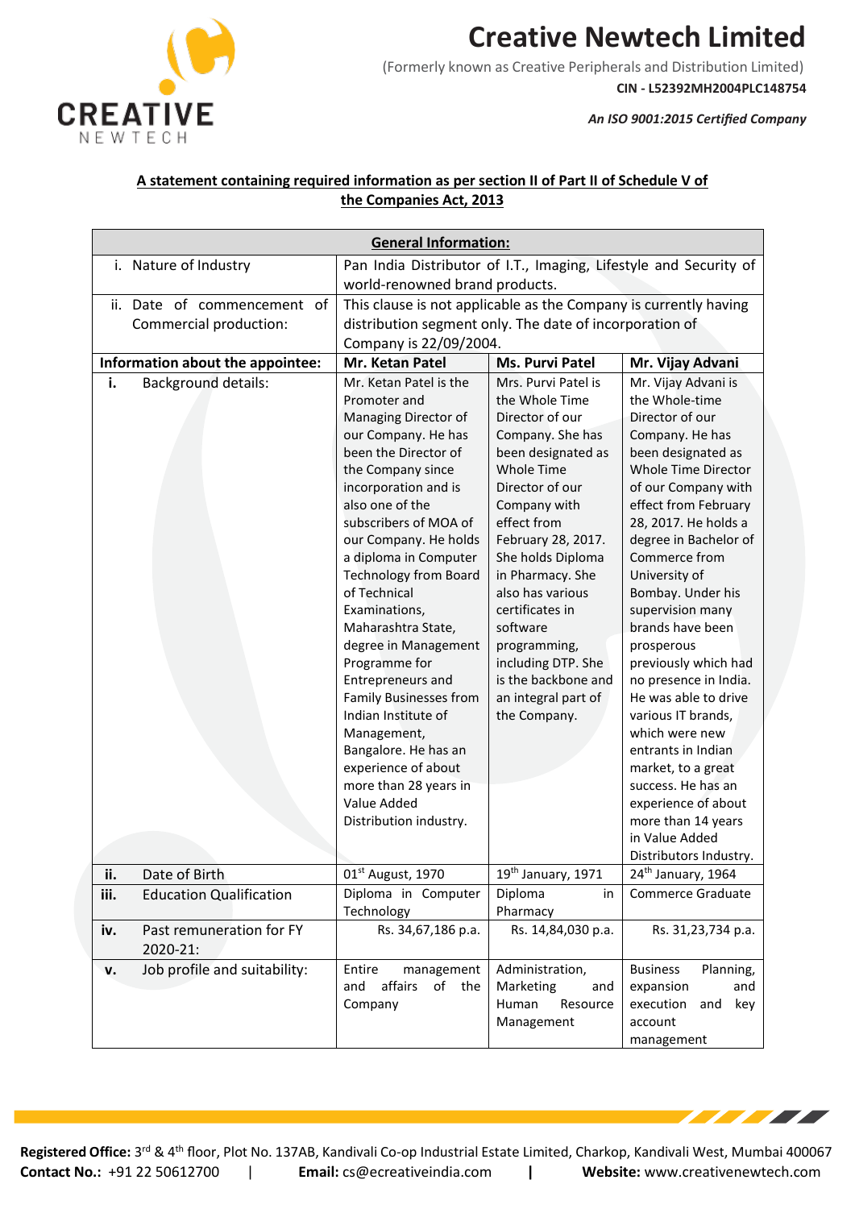# Creative Newtech Limited

(Formerly known as Creative Peripherals and Distribution Limited)

**CIN - L52392MH2004PLC148754**

*An ISO 9001:2015 Certified Company*

**A statement containing required information as per section II of Part II of Schedule V of the Companies Act, 2013**

| **General Information:** | | | |
|---|---|---|---|
| i. Nature of Industry | Pan India Distributor of I.T., Imaging, Lifestyle and Security of world-renowned brand products. | | |
| ii. Date of commencement of Commercial production: | This clause is not applicable as the Company is currently having distribution segment only. The date of incorporation of Company is 22/09/2004. | | |
| **Information about the appointee:** | **Mr. Ketan Patel** | **Ms. Purvi Patel** | **Mr. Vijay Advani** |
| **i.** Background details: | Mr. Ketan Patel is the Promoter and Managing Director of our Company. He has been the Director of the Company since incorporation and is also one of the subscribers of MOA of our Company. He holds a diploma in Computer Technology from Board of Technical Examinations, Maharashtra State, degree in Management Programme for Entrepreneurs and Family Businesses from Indian Institute of Management, Bangalore. He has an experience of about more than 28 years in Value Added Distribution industry. | Mrs. Purvi Patel is the Whole Time Director of our Company. She has been designated as Whole Time Director of our Company with effect from February 28, 2017. She holds Diploma in Pharmacy. She also has various certificates in software programming, including DTP. She is the backbone and an integral part of the Company. | Mr. Vijay Advani is the Whole-time Director of our Company. He has been designated as Whole Time Director of our Company with effect from February 28, 2017. He holds a degree in Bachelor of Commerce from University of Bombay. Under his supervision many brands have been prosperous previously which had no presence in India. He was able to drive various IT brands, which were new entrants in Indian market, to a great success. He has an experience of about more than 14 years in Value Added Distributors Industry. |
| **ii.** Date of Birth | 01st August, 1970 | 19th January, 1971 | 24th January, 1964 |
| **iii.** Education Qualification | Diploma in Computer Technology | Diploma in Pharmacy | Commerce Graduate |
| **iv.** Past remuneration for FY 2020-21: | Rs. 34,67,186 p.a. | Rs. 14,84,030 p.a. | Rs. 31,23,734 p.a. |
| **v.** Job profile and suitability: | Entire management and affairs of the Company | Administration, Marketing and Human Resource Management | Business Planning, expansion and execution and key account management |

**Registered Office:** 3rd & 4th floor, Plot No. 137AB, Kandivali Co-op Industrial Estate Limited, Charkop, Kandivali West, Mumbai 400067
**Contact No.:** +91 22 50612700 | **Email:** cs@ecreativeindia.com | **Website:** www.creativenewtech.com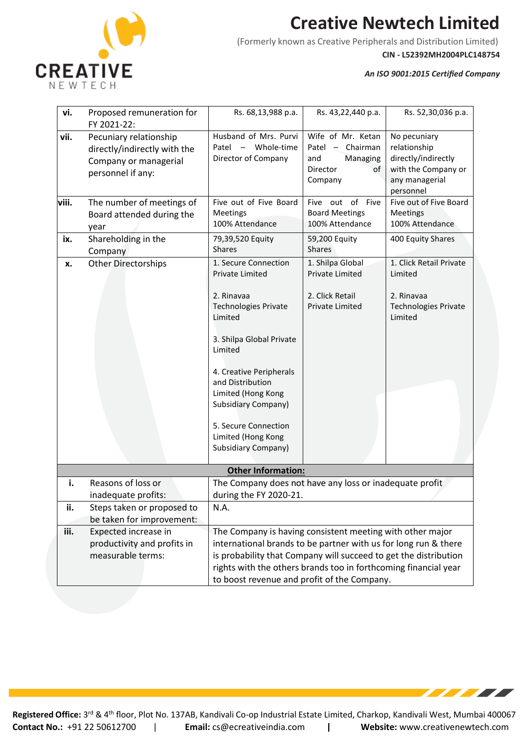| | | | | |
|---|---|---|---|---|
| vi. | Proposed remuneration for FY 2021-22: | Rs. 68,13,988 p.a. | Rs. 43,22,440 p.a. | Rs. 52,30,036 p.a. |
| vii. | Pecuniary relationship directly/indirectly with the Company or managerial personnel if any: | Husband of Mrs. Purvi Patel – Whole-time Director of Company | Wife of Mr. Ketan Patel – Chairman and Managing Director of Company | No pecuniary relationship directly/indirectly with the Company or any managerial personnel |
| viii. | The number of meetings of Board attended during the year | Five out of Five Board Meetings 100% Attendance | Five out of Five Board Meetings 100% Attendance | Five out of Five Board Meetings 100% Attendance |
| ix. | Shareholding in the Company | 79,39,520 Equity Shares | 59,200 Equity Shares | 400 Equity Shares |
| x. | Other Directorships | 1. Secure Connection Private Limited<br><br>2. Rinavaa Technologies Private Limited<br><br>3. Shilpa Global Private Limited<br><br>4. Creative Peripherals and Distribution Limited (Hong Kong Subsidiary Company)<br><br>5. Secure Connection Limited (Hong Kong Subsidiary Company) | 1. Shilpa Global Private Limited<br><br>2. Click Retail Private Limited | 1. Click Retail Private Limited<br><br>2. Rinavaa Technologies Private Limited |

**Other Information:**

| | | |
|---|---|---|
| i. | Reasons of loss or inadequate profits: | The Company does not have any loss or inadequate profit during the FY 2020-21. |
| ii. | Steps taken or proposed to be taken for improvement: | N.A. |
| iii. | Expected increase in productivity and profits in measurable terms: | The Company is having consistent meeting with other major international brands to be partner with us for long run & there is probability that Company will succeed to get the distribution rights with the others brands too in forthcoming financial year to boost revenue and profit of the Company. |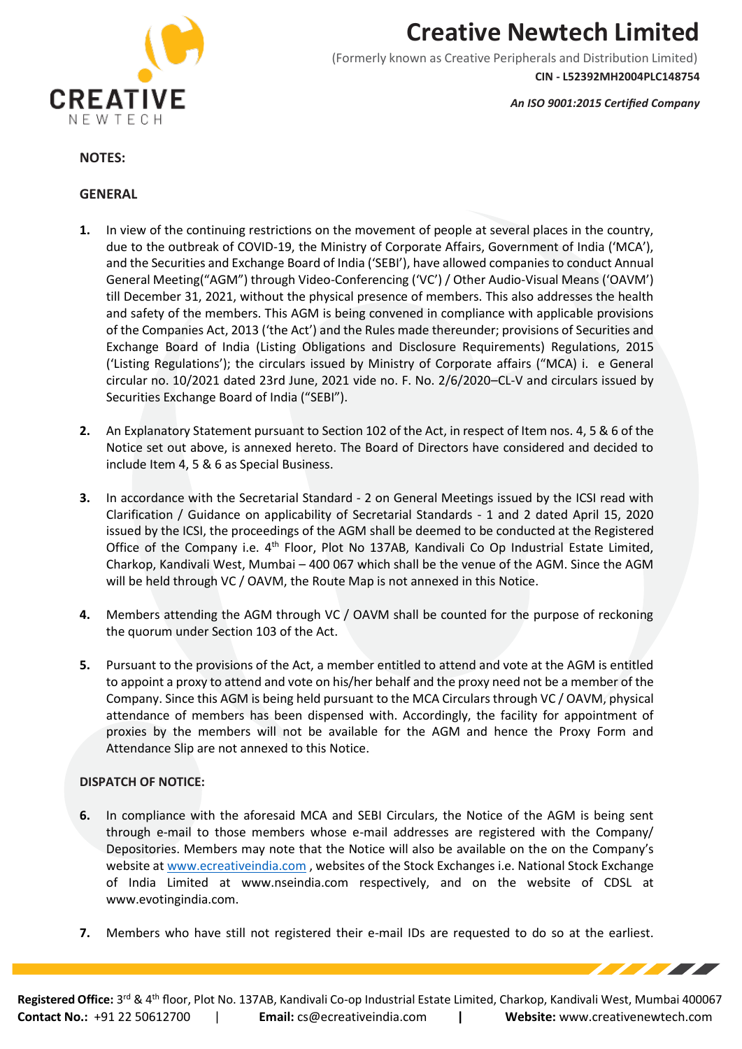**NOTES:**

**GENERAL**

1. In view of the continuing restrictions on the movement of people at several places in the country, due to the outbreak of COVID-19, the Ministry of Corporate Affairs, Government of India ('MCA'), and the Securities and Exchange Board of India ('SEBI'), have allowed companies to conduct Annual General Meeting("AGM") through Video-Conferencing ('VC') / Other Audio-Visual Means ('OAVM') till December 31, 2021, without the physical presence of members. This also addresses the health and safety of the members. This AGM is being convened in compliance with applicable provisions of the Companies Act, 2013 ('the Act') and the Rules made thereunder; provisions of Securities and Exchange Board of India (Listing Obligations and Disclosure Requirements) Regulations, 2015 ('Listing Regulations'); the circulars issued by Ministry of Corporate affairs ("MCA) i. e General circular no. 10/2021 dated 23rd June, 2021 vide no. F. No. 2/6/2020–CL-V and circulars issued by Securities Exchange Board of India ("SEBI").

2. An Explanatory Statement pursuant to Section 102 of the Act, in respect of Item nos. 4, 5 & 6 of the Notice set out above, is annexed hereto. The Board of Directors have considered and decided to include Item 4, 5 & 6 as Special Business.

3. In accordance with the Secretarial Standard - 2 on General Meetings issued by the ICSI read with Clarification / Guidance on applicability of Secretarial Standards - 1 and 2 dated April 15, 2020 issued by the ICSI, the proceedings of the AGM shall be deemed to be conducted at the Registered Office of the Company i.e. 4th Floor, Plot No 137AB, Kandivali Co Op Industrial Estate Limited, Charkop, Kandivali West, Mumbai – 400 067 which shall be the venue of the AGM. Since the AGM will be held through VC / OAVM, the Route Map is not annexed in this Notice.

4. Members attending the AGM through VC / OAVM shall be counted for the purpose of reckoning the quorum under Section 103 of the Act.

5. Pursuant to the provisions of the Act, a member entitled to attend and vote at the AGM is entitled to appoint a proxy to attend and vote on his/her behalf and the proxy need not be a member of the Company. Since this AGM is being held pursuant to the MCA Circulars through VC / OAVM, physical attendance of members has been dispensed with. Accordingly, the facility for appointment of proxies by the members will not be available for the AGM and hence the Proxy Form and Attendance Slip are not annexed to this Notice.

**DISPATCH OF NOTICE:**

6. In compliance with the aforesaid MCA and SEBI Circulars, the Notice of the AGM is being sent through e-mail to those members whose e-mail addresses are registered with the Company/ Depositories. Members may note that the Notice will also be available on the on the Company's website at www.ecreativeindia.com , websites of the Stock Exchanges i.e. National Stock Exchange of India Limited at www.nseindia.com respectively, and on the website of CDSL at www.evotingindia.com.

7. Members who have still not registered their e-mail IDs are requested to do so at the earliest.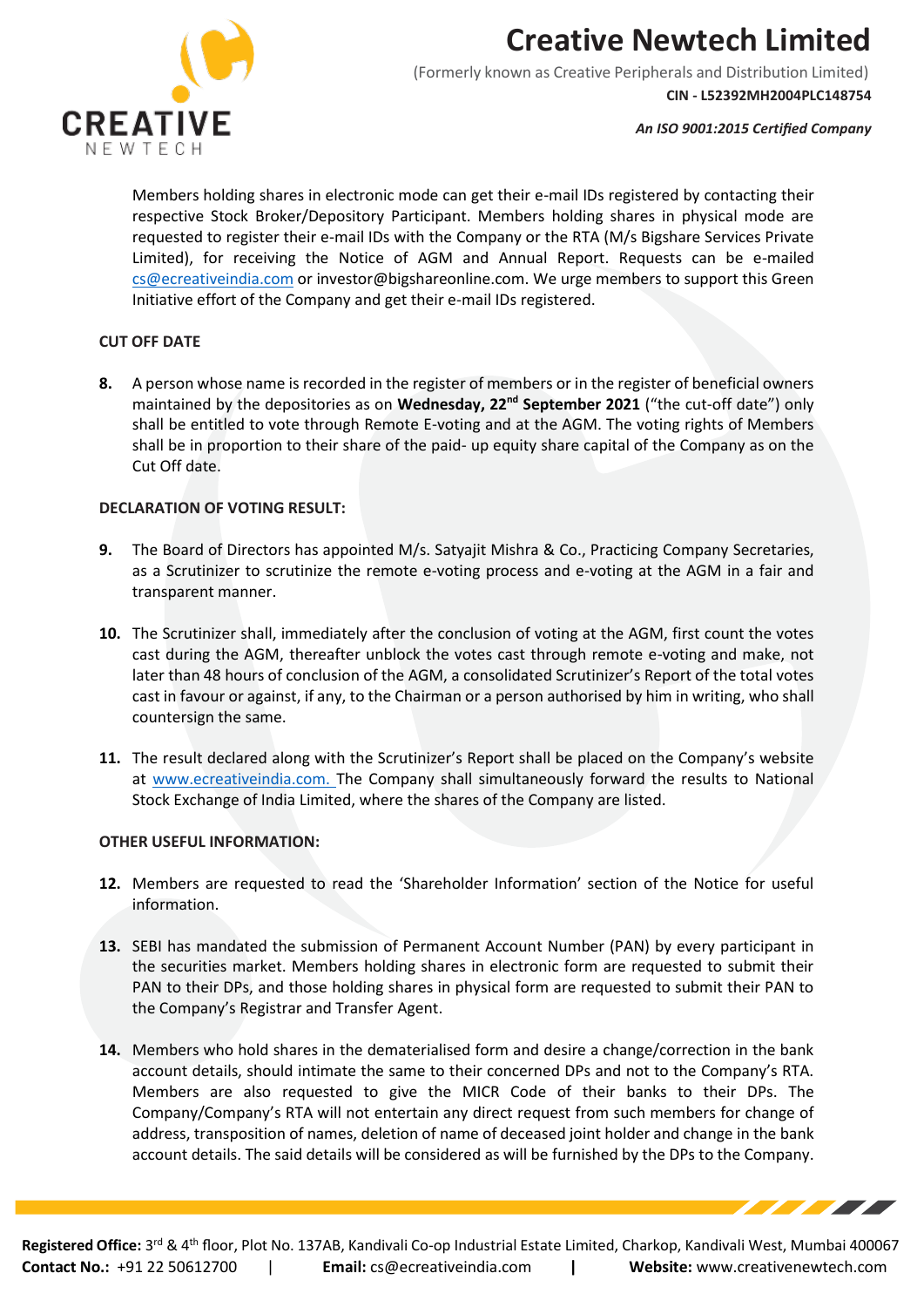Members holding shares in electronic mode can get their e-mail IDs registered by contacting their respective Stock Broker/Depository Participant. Members holding shares in physical mode are requested to register their e-mail IDs with the Company or the RTA (M/s Bigshare Services Private Limited), for receiving the Notice of AGM and Annual Report. Requests can be e-mailed cs@ecreativeindia.com or investor@bigshareonline.com. We urge members to support this Green Initiative effort of the Company and get their e-mail IDs registered.

**CUT OFF DATE**

8. A person whose name is recorded in the register of members or in the register of beneficial owners maintained by the depositories as on **Wednesday, 22nd September 2021** ("the cut-off date") only shall be entitled to vote through Remote E-voting and at the AGM. The voting rights of Members shall be in proportion to their share of the paid- up equity share capital of the Company as on the Cut Off date.

**DECLARATION OF VOTING RESULT:**

9. The Board of Directors has appointed M/s. Satyajit Mishra & Co., Practicing Company Secretaries, as a Scrutinizer to scrutinize the remote e-voting process and e-voting at the AGM in a fair and transparent manner.

10. The Scrutinizer shall, immediately after the conclusion of voting at the AGM, first count the votes cast during the AGM, thereafter unblock the votes cast through remote e-voting and make, not later than 48 hours of conclusion of the AGM, a consolidated Scrutinizer's Report of the total votes cast in favour or against, if any, to the Chairman or a person authorised by him in writing, who shall countersign the same.

11. The result declared along with the Scrutinizer's Report shall be placed on the Company's website at www.ecreativeindia.com. The Company shall simultaneously forward the results to National Stock Exchange of India Limited, where the shares of the Company are listed.

**OTHER USEFUL INFORMATION:**

12. Members are requested to read the 'Shareholder Information' section of the Notice for useful information.

13. SEBI has mandated the submission of Permanent Account Number (PAN) by every participant in the securities market. Members holding shares in electronic form are requested to submit their PAN to their DPs, and those holding shares in physical form are requested to submit their PAN to the Company's Registrar and Transfer Agent.

14. Members who hold shares in the dematerialised form and desire a change/correction in the bank account details, should intimate the same to their concerned DPs and not to the Company's RTA. Members are also requested to give the MICR Code of their banks to their DPs. The Company/Company's RTA will not entertain any direct request from such members for change of address, transposition of names, deletion of name of deceased joint holder and change in the bank account details. The said details will be considered as will be furnished by the DPs to the Company.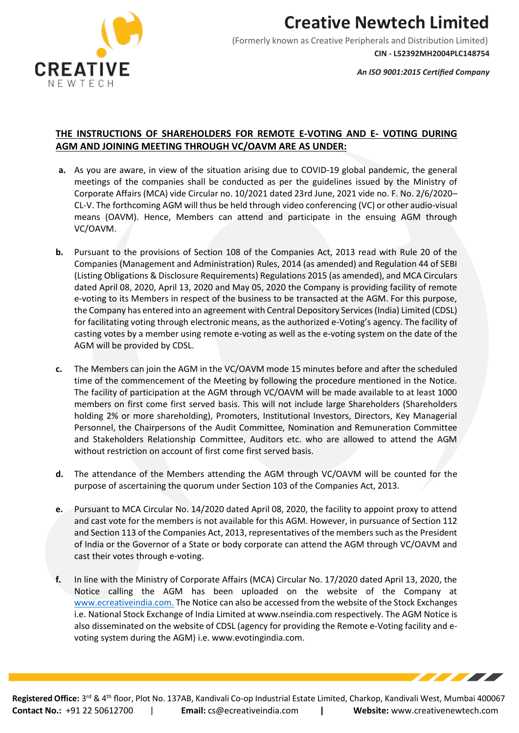## THE INSTRUCTIONS OF SHAREHOLDERS FOR REMOTE E-VOTING AND E- VOTING DURING AGM AND JOINING MEETING THROUGH VC/OAVM ARE AS UNDER:

a. As you are aware, in view of the situation arising due to COVID-19 global pandemic, the general meetings of the companies shall be conducted as per the guidelines issued by the Ministry of Corporate Affairs (MCA) vide Circular no. 10/2021 dated 23rd June, 2021 vide no. F. No. 2/6/2020–CL-V. The forthcoming AGM will thus be held through video conferencing (VC) or other audio-visual means (OAVM). Hence, Members can attend and participate in the ensuing AGM through VC/OAVM.

b. Pursuant to the provisions of Section 108 of the Companies Act, 2013 read with Rule 20 of the Companies (Management and Administration) Rules, 2014 (as amended) and Regulation 44 of SEBI (Listing Obligations & Disclosure Requirements) Regulations 2015 (as amended), and MCA Circulars dated April 08, 2020, April 13, 2020 and May 05, 2020 the Company is providing facility of remote e-voting to its Members in respect of the business to be transacted at the AGM. For this purpose, the Company has entered into an agreement with Central Depository Services (India) Limited (CDSL) for facilitating voting through electronic means, as the authorized e-Voting's agency. The facility of casting votes by a member using remote e-voting as well as the e-voting system on the date of the AGM will be provided by CDSL.

c. The Members can join the AGM in the VC/OAVM mode 15 minutes before and after the scheduled time of the commencement of the Meeting by following the procedure mentioned in the Notice. The facility of participation at the AGM through VC/OAVM will be made available to at least 1000 members on first come first served basis. This will not include large Shareholders (Shareholders holding 2% or more shareholding), Promoters, Institutional Investors, Directors, Key Managerial Personnel, the Chairpersons of the Audit Committee, Nomination and Remuneration Committee and Stakeholders Relationship Committee, Auditors etc. who are allowed to attend the AGM without restriction on account of first come first served basis.

d. The attendance of the Members attending the AGM through VC/OAVM will be counted for the purpose of ascertaining the quorum under Section 103 of the Companies Act, 2013.

e. Pursuant to MCA Circular No. 14/2020 dated April 08, 2020, the facility to appoint proxy to attend and cast vote for the members is not available for this AGM. However, in pursuance of Section 112 and Section 113 of the Companies Act, 2013, representatives of the members such as the President of India or the Governor of a State or body corporate can attend the AGM through VC/OAVM and cast their votes through e-voting.

f. In line with the Ministry of Corporate Affairs (MCA) Circular No. 17/2020 dated April 13, 2020, the Notice calling the AGM has been uploaded on the website of the Company at www.ecreativeindia.com. The Notice can also be accessed from the website of the Stock Exchanges i.e. National Stock Exchange of India Limited at www.nseindia.com respectively. The AGM Notice is also disseminated on the website of CDSL (agency for providing the Remote e-Voting facility and e-voting system during the AGM) i.e. www.evotingindia.com.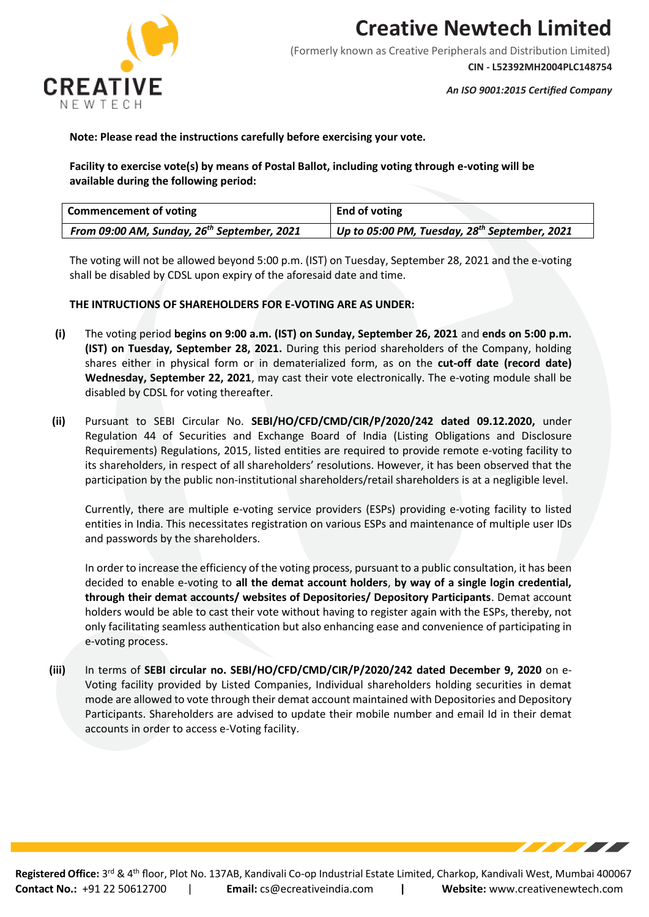**Note: Please read the instructions carefully before exercising your vote.**

**Facility to exercise vote(s) by means of Postal Ballot, including voting through e-voting will be available during the following period:**

| **Commencement of voting** | **End of voting** |
|---|---|
| ***From 09:00 AM, Sunday, 26th September, 2021*** | ***Up to 05:00 PM, Tuesday, 28th September, 2021*** |

The voting will not be allowed beyond 5:00 p.m. (IST) on Tuesday, September 28, 2021 and the e-voting shall be disabled by CDSL upon expiry of the aforesaid date and time.

**THE INTRUCTIONS OF SHAREHOLDERS FOR E-VOTING ARE AS UNDER:**

**(i)** The voting period **begins on 9:00 a.m. (IST) on Sunday, September 26, 2021** and **ends on 5:00 p.m. (IST) on Tuesday, September 28, 2021.** During this period shareholders of the Company, holding shares either in physical form or in dematerialized form, as on the **cut-off date (record date) Wednesday, September 22, 2021**, may cast their vote electronically. The e-voting module shall be disabled by CDSL for voting thereafter.

**(ii)** Pursuant to SEBI Circular No. **SEBI/HO/CFD/CMD/CIR/P/2020/242 dated 09.12.2020,** under Regulation 44 of Securities and Exchange Board of India (Listing Obligations and Disclosure Requirements) Regulations, 2015, listed entities are required to provide remote e-voting facility to its shareholders, in respect of all shareholders' resolutions. However, it has been observed that the participation by the public non-institutional shareholders/retail shareholders is at a negligible level.

Currently, there are multiple e-voting service providers (ESPs) providing e-voting facility to listed entities in India. This necessitates registration on various ESPs and maintenance of multiple user IDs and passwords by the shareholders.

In order to increase the efficiency of the voting process, pursuant to a public consultation, it has been decided to enable e-voting to **all the demat account holders**, **by way of a single login credential, through their demat accounts/ websites of Depositories/ Depository Participants**. Demat account holders would be able to cast their vote without having to register again with the ESPs, thereby, not only facilitating seamless authentication but also enhancing ease and convenience of participating in e-voting process.

**(iii)** In terms of **SEBI circular no. SEBI/HO/CFD/CMD/CIR/P/2020/242 dated December 9, 2020** on e-Voting facility provided by Listed Companies, Individual shareholders holding securities in demat mode are allowed to vote through their demat account maintained with Depositories and Depository Participants. Shareholders are advised to update their mobile number and email Id in their demat accounts in order to access e-Voting facility.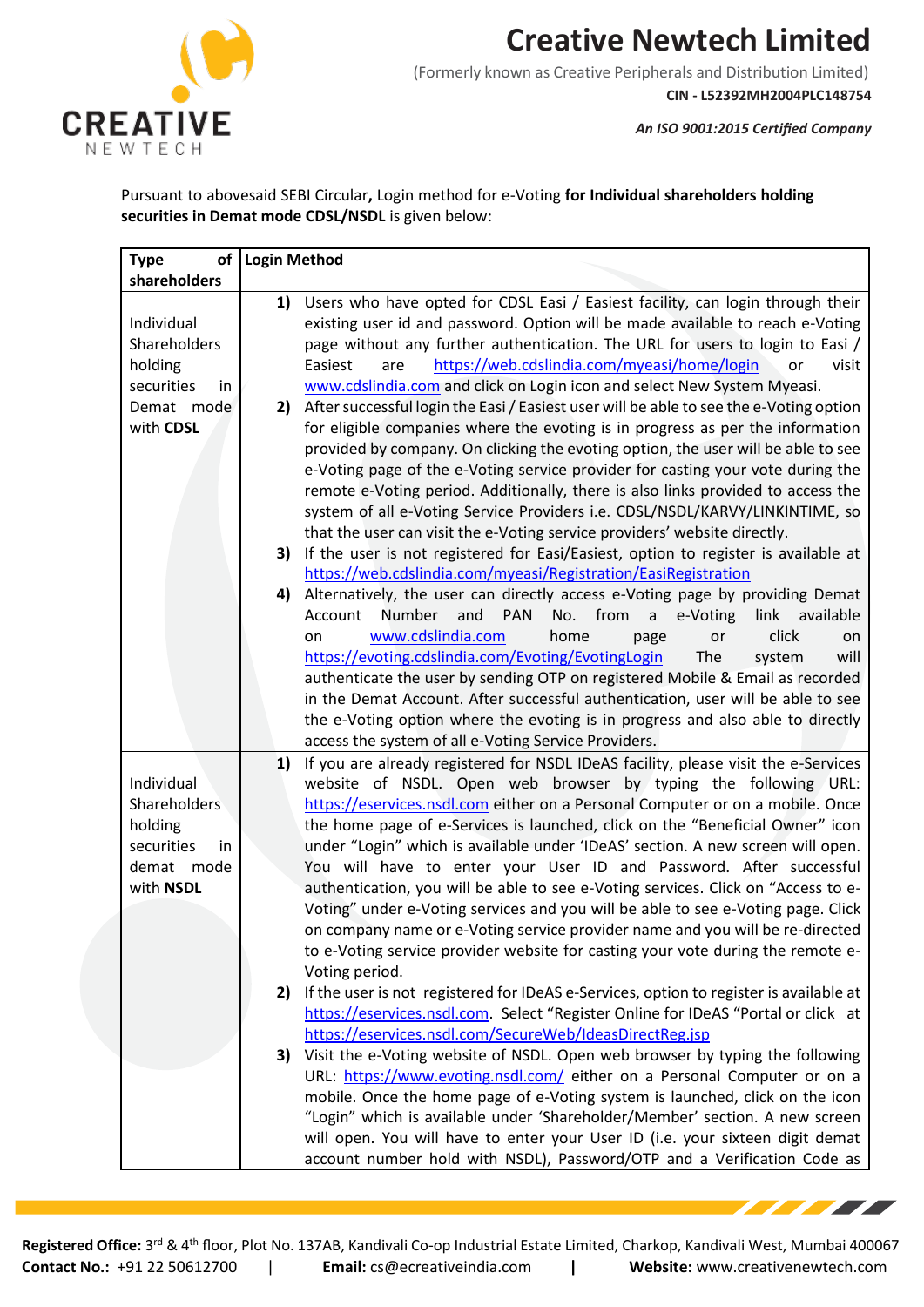Pursuant to abovesaid SEBI Circular**,** Login method for e-Voting **for Individual shareholders holding securities in Demat mode CDSL/NSDL** is given below:

| Type of shareholders | Login Method |
|---|---|
| Individual Shareholders holding securities in Demat mode with **CDSL** | **1)** Users who have opted for CDSL Easi / Easiest facility, can login through their existing user id and password. Option will be made available to reach e-Voting page without any further authentication. The URL for users to login to Easi / Easiest are https://web.cdslindia.com/myeasi/home/login or visit www.cdslindia.com and click on Login icon and select New System Myeasi.<br>**2)** After successful login the Easi / Easiest user will be able to see the e-Voting option for eligible companies where the evoting is in progress as per the information provided by company. On clicking the evoting option, the user will be able to see e-Voting page of the e-Voting service provider for casting your vote during the remote e-Voting period. Additionally, there is also links provided to access the system of all e-Voting Service Providers i.e. CDSL/NSDL/KARVY/LINKINTIME, so that the user can visit the e-Voting service providers' website directly.<br>**3)** If the user is not registered for Easi/Easiest, option to register is available at https://web.cdslindia.com/myeasi/Registration/EasiRegistration<br>**4)** Alternatively, the user can directly access e-Voting page by providing Demat Account Number and PAN No. from a e-Voting link available on www.cdslindia.com home page or click on https://evoting.cdslindia.com/Evoting/EvotingLogin The system will authenticate the user by sending OTP on registered Mobile & Email as recorded in the Demat Account. After successful authentication, user will be able to see the e-Voting option where the evoting is in progress and also able to directly access the system of all e-Voting Service Providers. |
| Individual Shareholders holding securities in demat mode with **NSDL** | **1)** If you are already registered for NSDL IDeAS facility, please visit the e-Services website of NSDL. Open web browser by typing the following URL: https://eservices.nsdl.com either on a Personal Computer or on a mobile. Once the home page of e-Services is launched, click on the "Beneficial Owner" icon under "Login" which is available under 'IDeAS' section. A new screen will open. You will have to enter your User ID and Password. After successful authentication, you will be able to see e-Voting services. Click on "Access to e-Voting" under e-Voting services and you will be able to see e-Voting page. Click on company name or e-Voting service provider name and you will be re-directed to e-Voting service provider website for casting your vote during the remote e-Voting period.<br>**2)** If the user is not registered for IDeAS e-Services, option to register is available at https://eservices.nsdl.com. Select "Register Online for IDeAS "Portal or click at https://eservices.nsdl.com/SecureWeb/IdeasDirectReg.jsp<br>**3)** Visit the e-Voting website of NSDL. Open web browser by typing the following URL: https://www.evoting.nsdl.com/ either on a Personal Computer or on a mobile. Once the home page of e-Voting system is launched, click on the icon "Login" which is available under 'Shareholder/Member' section. A new screen will open. You will have to enter your User ID (i.e. your sixteen digit demat account number hold with NSDL), Password/OTP and a Verification Code as |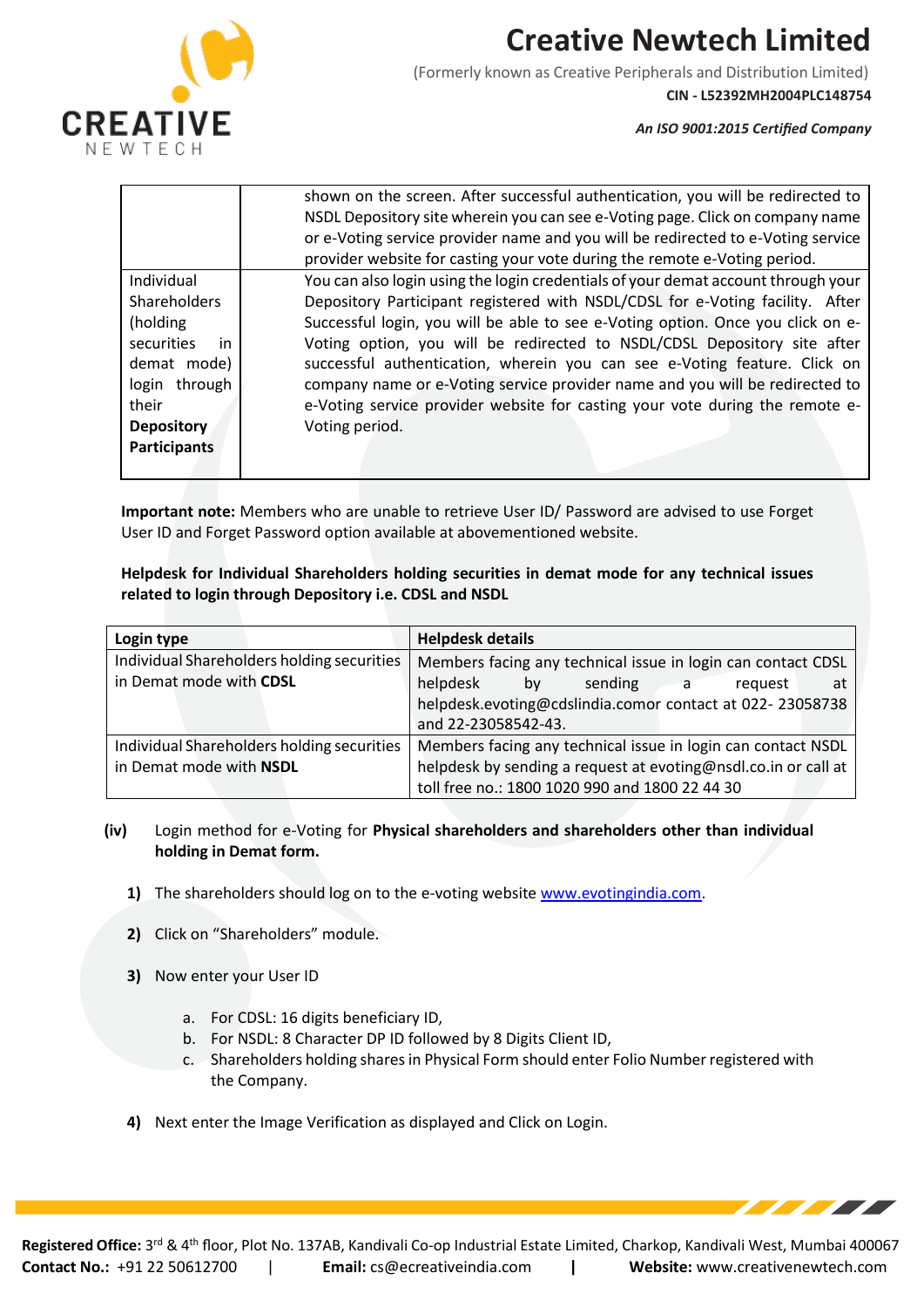| | |
|---|---|
| | shown on the screen. After successful authentication, you will be redirected to NSDL Depository site wherein you can see e-Voting page. Click on company name or e-Voting service provider name and you will be redirected to e-Voting service provider website for casting your vote during the remote e-Voting period. |
| Individual Shareholders (holding securities in demat mode) login through their **Depository Participants** | You can also login using the login credentials of your demat account through your Depository Participant registered with NSDL/CDSL for e-Voting facility. After Successful login, you will be able to see e-Voting option. Once you click on e-Voting option, you will be redirected to NSDL/CDSL Depository site after successful authentication, wherein you can see e-Voting feature. Click on company name or e-Voting service provider name and you will be redirected to e-Voting service provider website for casting your vote during the remote e-Voting period. |

**Important note:** Members who are unable to retrieve User ID/ Password are advised to use Forget User ID and Forget Password option available at abovementioned website.

**Helpdesk for Individual Shareholders holding securities in demat mode for any technical issues related to login through Depository i.e. CDSL and NSDL**

| Login type | Helpdesk details |
|---|---|
| Individual Shareholders holding securities in Demat mode with **CDSL** | Members facing any technical issue in login can contact CDSL helpdesk by sending a request at helpdesk.evoting@cdslindia.comor contact at 022- 23058738 and 22-23058542-43. |
| Individual Shareholders holding securities in Demat mode with **NSDL** | Members facing any technical issue in login can contact NSDL helpdesk by sending a request at evoting@nsdl.co.in or call at toll free no.: 1800 1020 990 and 1800 22 44 30 |

**(iv)** Login method for e-Voting for **Physical shareholders and shareholders other than individual holding in Demat form.**

1) The shareholders should log on to the e-voting website [www.evotingindia.com](www.evotingindia.com).
2) Click on "Shareholders" module.
3) Now enter your User ID
   a. For CDSL: 16 digits beneficiary ID,
   b. For NSDL: 8 Character DP ID followed by 8 Digits Client ID,
   c. Shareholders holding shares in Physical Form should enter Folio Number registered with the Company.
4) Next enter the Image Verification as displayed and Click on Login.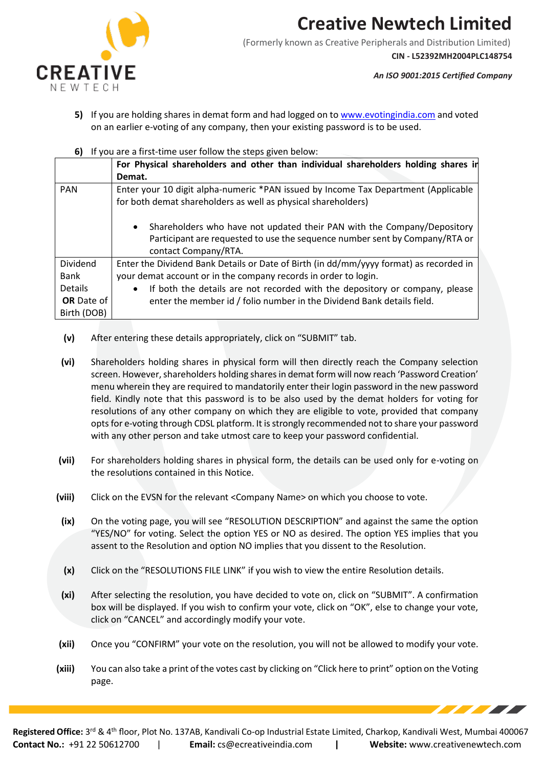5) If you are holding shares in demat form and had logged on to www.evotingindia.com and voted on an earlier e-voting of any company, then your existing password is to be used.

6) If you are a first-time user follow the steps given below:

| | **For Physical shareholders and other than individual shareholders holding shares in Demat.** |
|---|---|
| PAN | Enter your 10 digit alpha-numeric *PAN issued by Income Tax Department (Applicable for both demat shareholders as well as physical shareholders)<br><br>• Shareholders who have not updated their PAN with the Company/Depository Participant are requested to use the sequence number sent by Company/RTA or contact Company/RTA. |
| Dividend Bank Details **OR** Date of Birth (DOB) | Enter the Dividend Bank Details or Date of Birth (in dd/mm/yyyy format) as recorded in your demat account or in the company records in order to login.<br>• If both the details are not recorded with the depository or company, please enter the member id / folio number in the Dividend Bank details field. |

**(v)** After entering these details appropriately, click on "SUBMIT" tab.

**(vi)** Shareholders holding shares in physical form will then directly reach the Company selection screen. However, shareholders holding shares in demat form will now reach 'Password Creation' menu wherein they are required to mandatorily enter their login password in the new password field. Kindly note that this password is to be also used by the demat holders for voting for resolutions of any other company on which they are eligible to vote, provided that company opts for e-voting through CDSL platform. It is strongly recommended not to share your password with any other person and take utmost care to keep your password confidential.

**(vii)** For shareholders holding shares in physical form, the details can be used only for e-voting on the resolutions contained in this Notice.

**(viii)** Click on the EVSN for the relevant <Company Name> on which you choose to vote.

**(ix)** On the voting page, you will see "RESOLUTION DESCRIPTION" and against the same the option "YES/NO" for voting. Select the option YES or NO as desired. The option YES implies that you assent to the Resolution and option NO implies that you dissent to the Resolution.

**(x)** Click on the "RESOLUTIONS FILE LINK" if you wish to view the entire Resolution details.

**(xi)** After selecting the resolution, you have decided to vote on, click on "SUBMIT". A confirmation box will be displayed. If you wish to confirm your vote, click on "OK", else to change your vote, click on "CANCEL" and accordingly modify your vote.

**(xii)** Once you "CONFIRM" your vote on the resolution, you will not be allowed to modify your vote.

**(xiii)** You can also take a print of the votes cast by clicking on "Click here to print" option on the Voting page.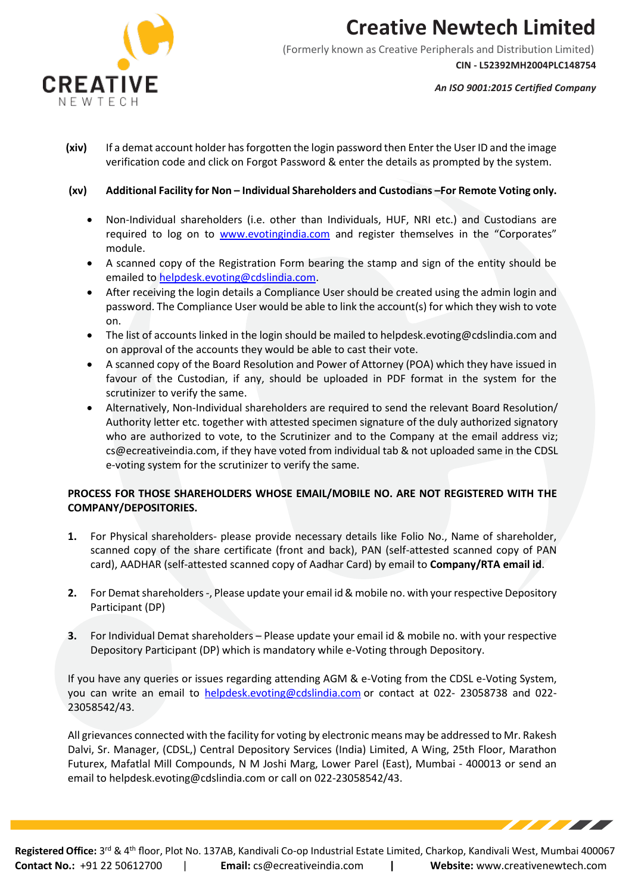**(xiv)** If a demat account holder has forgotten the login password then Enter the User ID and the image verification code and click on Forgot Password & enter the details as prompted by the system.

**(xv) Additional Facility for Non – Individual Shareholders and Custodians –For Remote Voting only.**

- Non-Individual shareholders (i.e. other than Individuals, HUF, NRI etc.) and Custodians are required to log on to www.evotingindia.com and register themselves in the "Corporates" module.
- A scanned copy of the Registration Form bearing the stamp and sign of the entity should be emailed to helpdesk.evoting@cdslindia.com.
- After receiving the login details a Compliance User should be created using the admin login and password. The Compliance User would be able to link the account(s) for which they wish to vote on.
- The list of accounts linked in the login should be mailed to helpdesk.evoting@cdslindia.com and on approval of the accounts they would be able to cast their vote.
- A scanned copy of the Board Resolution and Power of Attorney (POA) which they have issued in favour of the Custodian, if any, should be uploaded in PDF format in the system for the scrutinizer to verify the same.
- Alternatively, Non-Individual shareholders are required to send the relevant Board Resolution/ Authority letter etc. together with attested specimen signature of the duly authorized signatory who are authorized to vote, to the Scrutinizer and to the Company at the email address viz; cs@ecreativeindia.com, if they have voted from individual tab & not uploaded same in the CDSL e-voting system for the scrutinizer to verify the same.

**PROCESS FOR THOSE SHAREHOLDERS WHOSE EMAIL/MOBILE NO. ARE NOT REGISTERED WITH THE COMPANY/DEPOSITORIES.**

1. For Physical shareholders- please provide necessary details like Folio No., Name of shareholder, scanned copy of the share certificate (front and back), PAN (self-attested scanned copy of PAN card), AADHAR (self-attested scanned copy of Aadhar Card) by email to **Company/RTA email id**.

2. For Demat shareholders -, Please update your email id & mobile no. with your respective Depository Participant (DP)

3. For Individual Demat shareholders – Please update your email id & mobile no. with your respective Depository Participant (DP) which is mandatory while e-Voting through Depository.

If you have any queries or issues regarding attending AGM & e-Voting from the CDSL e-Voting System, you can write an email to helpdesk.evoting@cdslindia.com or contact at 022- 23058738 and 022-23058542/43.

All grievances connected with the facility for voting by electronic means may be addressed to Mr. Rakesh Dalvi, Sr. Manager, (CDSL,) Central Depository Services (India) Limited, A Wing, 25th Floor, Marathon Futurex, Mafatlal Mill Compounds, N M Joshi Marg, Lower Parel (East), Mumbai - 400013 or send an email to helpdesk.evoting@cdslindia.com or call on 022-23058542/43.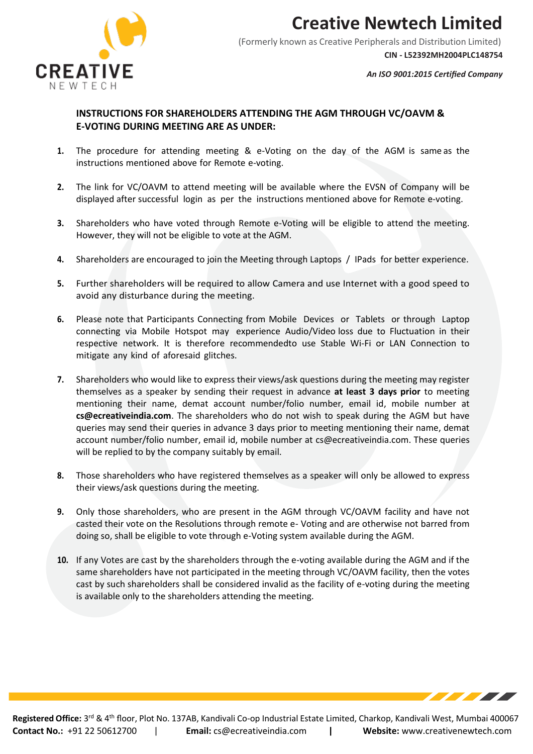## INSTRUCTIONS FOR SHAREHOLDERS ATTENDING THE AGM THROUGH VC/OAVM & E-VOTING DURING MEETING ARE AS UNDER:

1. The procedure for attending meeting & e-Voting on the day of the AGM is same as the instructions mentioned above for Remote e-voting.

2. The link for VC/OAVM to attend meeting will be available where the EVSN of Company will be displayed after successful login as per the instructions mentioned above for Remote e-voting.

3. Shareholders who have voted through Remote e-Voting will be eligible to attend the meeting. However, they will not be eligible to vote at the AGM.

4. Shareholders are encouraged to join the Meeting through Laptops / IPads for better experience.

5. Further shareholders will be required to allow Camera and use Internet with a good speed to avoid any disturbance during the meeting.

6. Please note that Participants Connecting from Mobile Devices or Tablets or through Laptop connecting via Mobile Hotspot may experience Audio/Video loss due to Fluctuation in their respective network. It is therefore recommendedto use Stable Wi-Fi or LAN Connection to mitigate any kind of aforesaid glitches.

7. Shareholders who would like to express their views/ask questions during the meeting may register themselves as a speaker by sending their request in advance **at least 3 days prior** to meeting mentioning their name, demat account number/folio number, email id, mobile number at **cs@ecreativeindia.com**. The shareholders who do not wish to speak during the AGM but have queries may send their queries in advance 3 days prior to meeting mentioning their name, demat account number/folio number, email id, mobile number at cs@ecreativeindia.com. These queries will be replied to by the company suitably by email.

8. Those shareholders who have registered themselves as a speaker will only be allowed to express their views/ask questions during the meeting.

9. Only those shareholders, who are present in the AGM through VC/OAVM facility and have not casted their vote on the Resolutions through remote e- Voting and are otherwise not barred from doing so, shall be eligible to vote through e-Voting system available during the AGM.

10. If any Votes are cast by the shareholders through the e-voting available during the AGM and if the same shareholders have not participated in the meeting through VC/OAVM facility, then the votes cast by such shareholders shall be considered invalid as the facility of e-voting during the meeting is available only to the shareholders attending the meeting.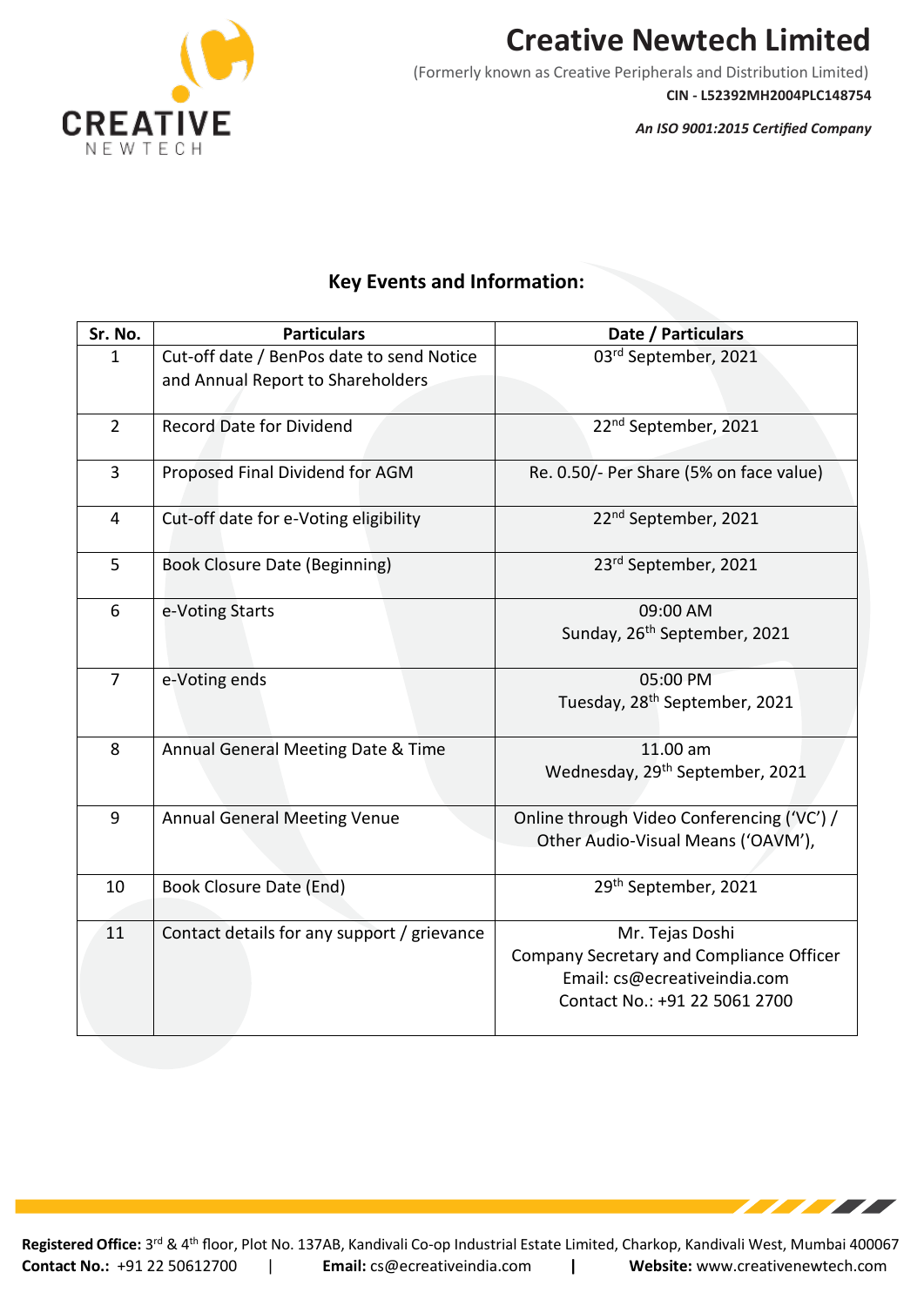# Creative Newtech Limited

(Formerly known as Creative Peripherals and Distribution Limited)

**CIN - L52392MH2004PLC148754**

***An ISO 9001:2015 Certified Company***

## Key Events and Information:

| Sr. No. | Particulars | Date / Particulars |
|---|---|---|
| 1 | Cut-off date / BenPos date to send Notice and Annual Report to Shareholders | 03rd September, 2021 |
| 2 | Record Date for Dividend | 22nd September, 2021 |
| 3 | Proposed Final Dividend for AGM | Re. 0.50/- Per Share (5% on face value) |
| 4 | Cut-off date for e-Voting eligibility | 22nd September, 2021 |
| 5 | Book Closure Date (Beginning) | 23rd September, 2021 |
| 6 | e-Voting Starts | 09:00 AM<br>Sunday, 26th September, 2021 |
| 7 | e-Voting ends | 05:00 PM<br>Tuesday, 28th September, 2021 |
| 8 | Annual General Meeting Date & Time | 11.00 am<br>Wednesday, 29th September, 2021 |
| 9 | Annual General Meeting Venue | Online through Video Conferencing ('VC') / Other Audio-Visual Means ('OAVM'), |
| 10 | Book Closure Date (End) | 29th September, 2021 |
| 11 | Contact details for any support / grievance | Mr. Tejas Doshi<br>Company Secretary and Compliance Officer<br>Email: cs@ecreativeindia.com<br>Contact No.: +91 22 5061 2700 |

**Registered Office:** 3rd & 4th floor, Plot No. 137AB, Kandivali Co-op Industrial Estate Limited, Charkop, Kandivali West, Mumbai 400067
**Contact No.:** +91 22 50612700 | **Email:** cs@ecreativeindia.com | **Website:** www.creativenewtech.com